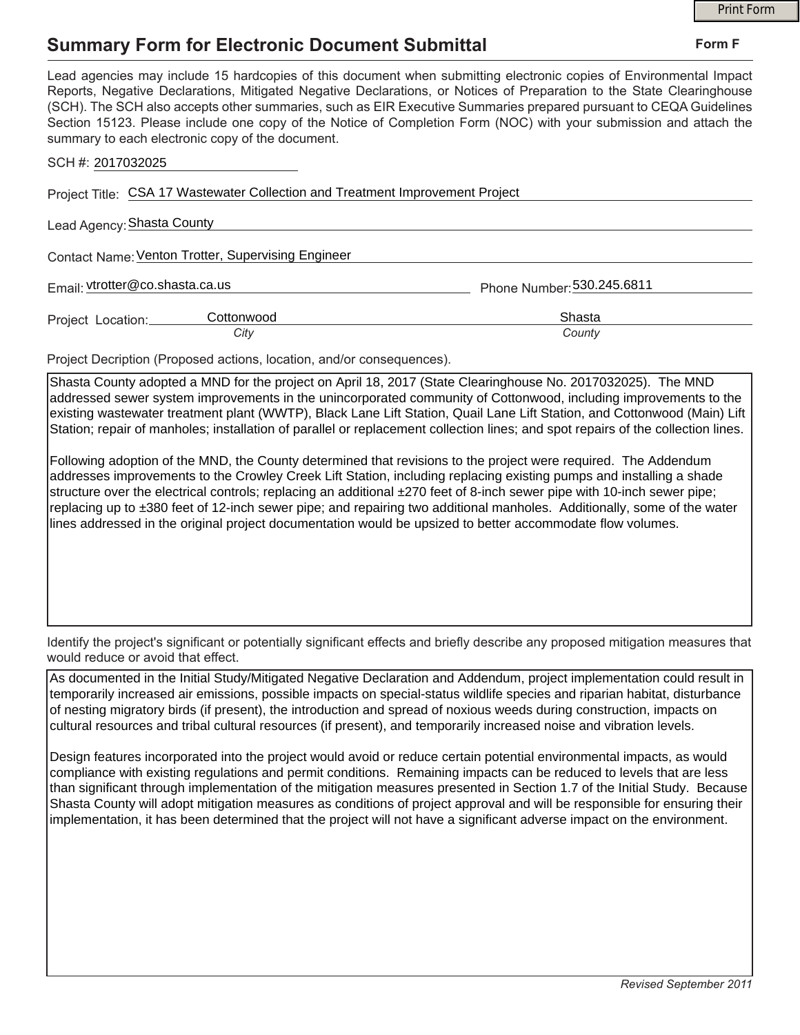# Summary Form for Electronic Document Submittal

**Form F**

Lead agencies may include 15 hardcopies of this document when submitting electronic copies of Environmental Impact Reports, Negative Declarations, Mitigated Negative Declarations, or Notices of Preparation to the State Clearinghouse (SCH). The SCH also accepts other summaries, such as EIR Executive Summaries prepared pursuant to CEQA Guidelines Section 15123. Please include one copy of the Notice of Completion Form (NOC) with your submission and attach the summary to each electronic copy of the document.

SCH #: 2017032025

Project Title: CSA 17 Wastewater Collection and Treatment Improvement Project

Lead Agency: Shasta County

Contact Name: Venton Trotter, Supervising Engineer

Email: vtrotter@co.shasta.ca.us

Phone Number: 530.245.6811

Project Location: Cottonwood (*City*) Shasta (*County*)

Project Decription (Proposed actions, location, and/or consequences).

Shasta County adopted a MND for the project on April 18, 2017 (State Clearinghouse No. 2017032025). The MND addressed sewer system improvements in the unincorporated community of Cottonwood, including improvements to the existing wastewater treatment plant (WWTP), Black Lane Lift Station, Quail Lane Lift Station, and Cottonwood (Main) Lift Station; repair of manholes; installation of parallel or replacement collection lines; and spot repairs of the collection lines.

Following adoption of the MND, the County determined that revisions to the project were required. The Addendum addresses improvements to the Crowley Creek Lift Station, including replacing existing pumps and installing a shade structure over the electrical controls; replacing an additional ±270 feet of 8-inch sewer pipe with 10-inch sewer pipe; replacing up to ±380 feet of 12-inch sewer pipe; and repairing two additional manholes. Additionally, some of the water lines addressed in the original project documentation would be upsized to better accommodate flow volumes.

Identify the project's significant or potentially significant effects and briefly describe any proposed mitigation measures that would reduce or avoid that effect.

As documented in the Initial Study/Mitigated Negative Declaration and Addendum, project implementation could result in temporarily increased air emissions, possible impacts on special-status wildlife species and riparian habitat, disturbance of nesting migratory birds (if present), the introduction and spread of noxious weeds during construction, impacts on cultural resources and tribal cultural resources (if present), and temporarily increased noise and vibration levels.

Design features incorporated into the project would avoid or reduce certain potential environmental impacts, as would compliance with existing regulations and permit conditions. Remaining impacts can be reduced to levels that are less than significant through implementation of the mitigation measures presented in Section 1.7 of the Initial Study. Because Shasta County will adopt mitigation measures as conditions of project approval and will be responsible for ensuring their implementation, it has been determined that the project will not have a significant adverse impact on the environment.

*Revised September 2011*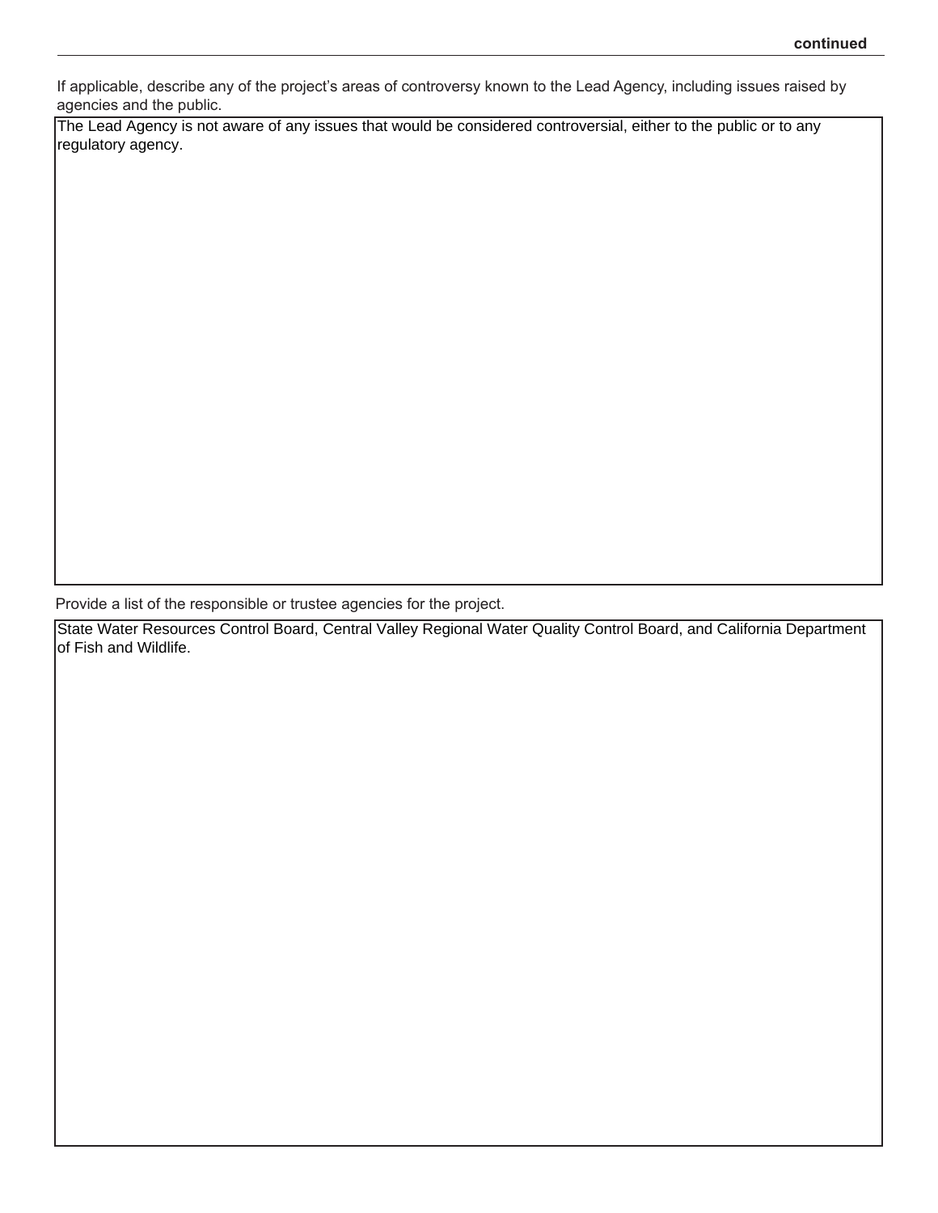If applicable, describe any of the project's areas of controversy known to the Lead Agency, including issues raised by agencies and the public.

The Lead Agency is not aware of any issues that would be considered controversial, either to the public or to any regulatory agency.

Provide a list of the responsible or trustee agencies for the project.

State Water Resources Control Board, Central Valley Regional Water Quality Control Board, and California Department of Fish and Wildlife.